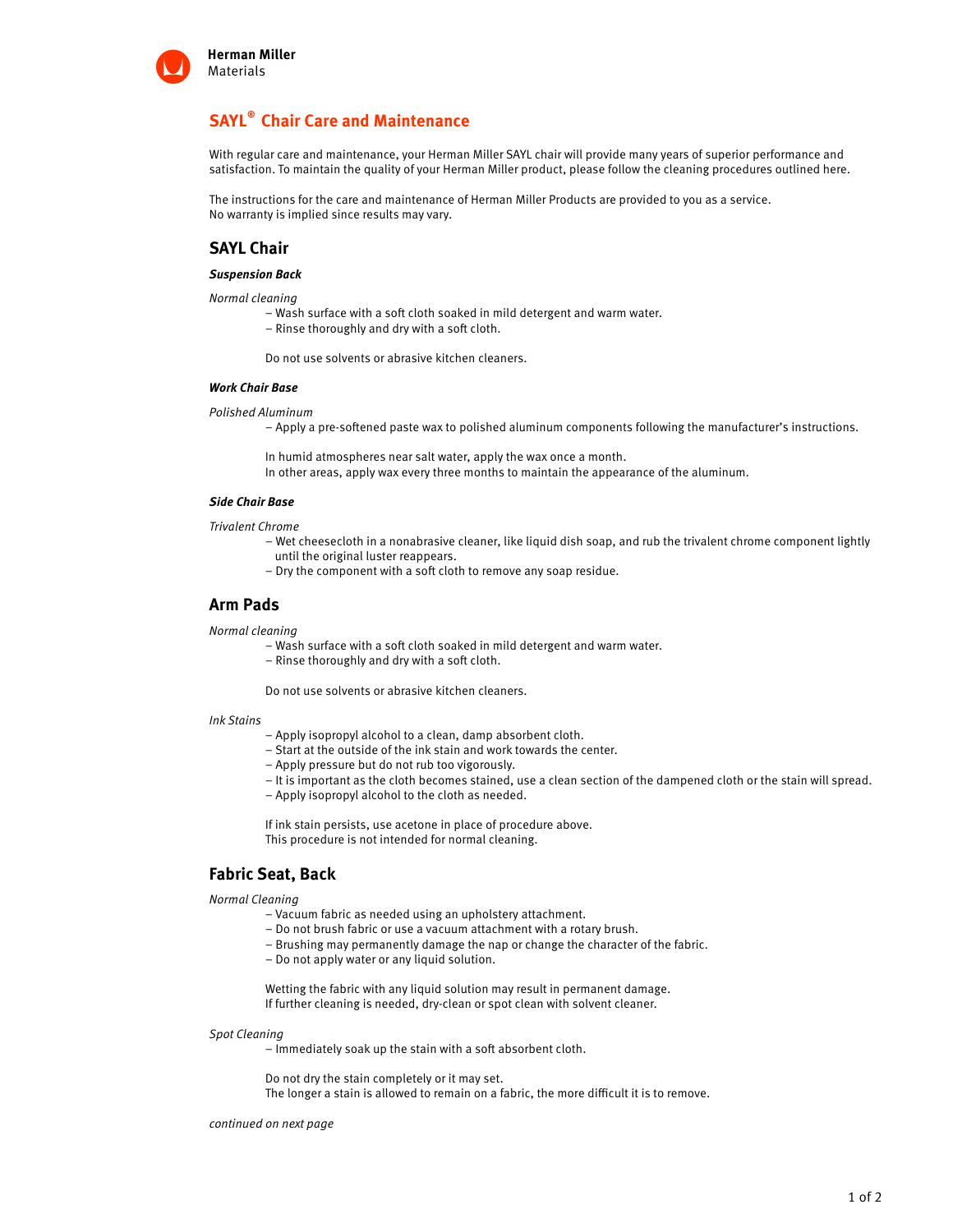Herman Miller
Materials

# SAYL® Chair Care and Maintenance

With regular care and maintenance, your Herman Miller SAYL chair will provide many years of superior performance and satisfaction. To maintain the quality of your Herman Miller product, please follow the cleaning procedures outlined here.

The instructions for the care and maintenance of Herman Miller Products are provided to you as a service.
No warranty is implied since results may vary.

## SAYL Chair

***Suspension Back***

*Normal cleaning*

- Wash surface with a soft cloth soaked in mild detergent and warm water.
- Rinse thoroughly and dry with a soft cloth.

Do not use solvents or abrasive kitchen cleaners.

***Work Chair Base***

*Polished Aluminum*

- Apply a pre-softened paste wax to polished aluminum components following the manufacturer's instructions.

In humid atmospheres near salt water, apply the wax once a month.
In other areas, apply wax every three months to maintain the appearance of the aluminum.

***Side Chair Base***

*Trivalent Chrome*

- Wet cheesecloth in a nonabrasive cleaner, like liquid dish soap, and rub the trivalent chrome component lightly until the original luster reappears.
- Dry the component with a soft cloth to remove any soap residue.

## Arm Pads

*Normal cleaning*

- Wash surface with a soft cloth soaked in mild detergent and warm water.
- Rinse thoroughly and dry with a soft cloth.

Do not use solvents or abrasive kitchen cleaners.

*Ink Stains*

- Apply isopropyl alcohol to a clean, damp absorbent cloth.
- Start at the outside of the ink stain and work towards the center.
- Apply pressure but do not rub too vigorously.
- It is important as the cloth becomes stained, use a clean section of the dampened cloth or the stain will spread.
- Apply isopropyl alcohol to the cloth as needed.

If ink stain persists, use acetone in place of procedure above.
This procedure is not intended for normal cleaning.

## Fabric Seat, Back

*Normal Cleaning*

- Vacuum fabric as needed using an upholstery attachment.
- Do not brush fabric or use a vacuum attachment with a rotary brush.
- Brushing may permanently damage the nap or change the character of the fabric.
- Do not apply water or any liquid solution.

Wetting the fabric with any liquid solution may result in permanent damage.
If further cleaning is needed, dry-clean or spot clean with solvent cleaner.

*Spot Cleaning*

- Immediately soak up the stain with a soft absorbent cloth.

Do not dry the stain completely or it may set.
The longer a stain is allowed to remain on a fabric, the more difficult it is to remove.

*continued on next page*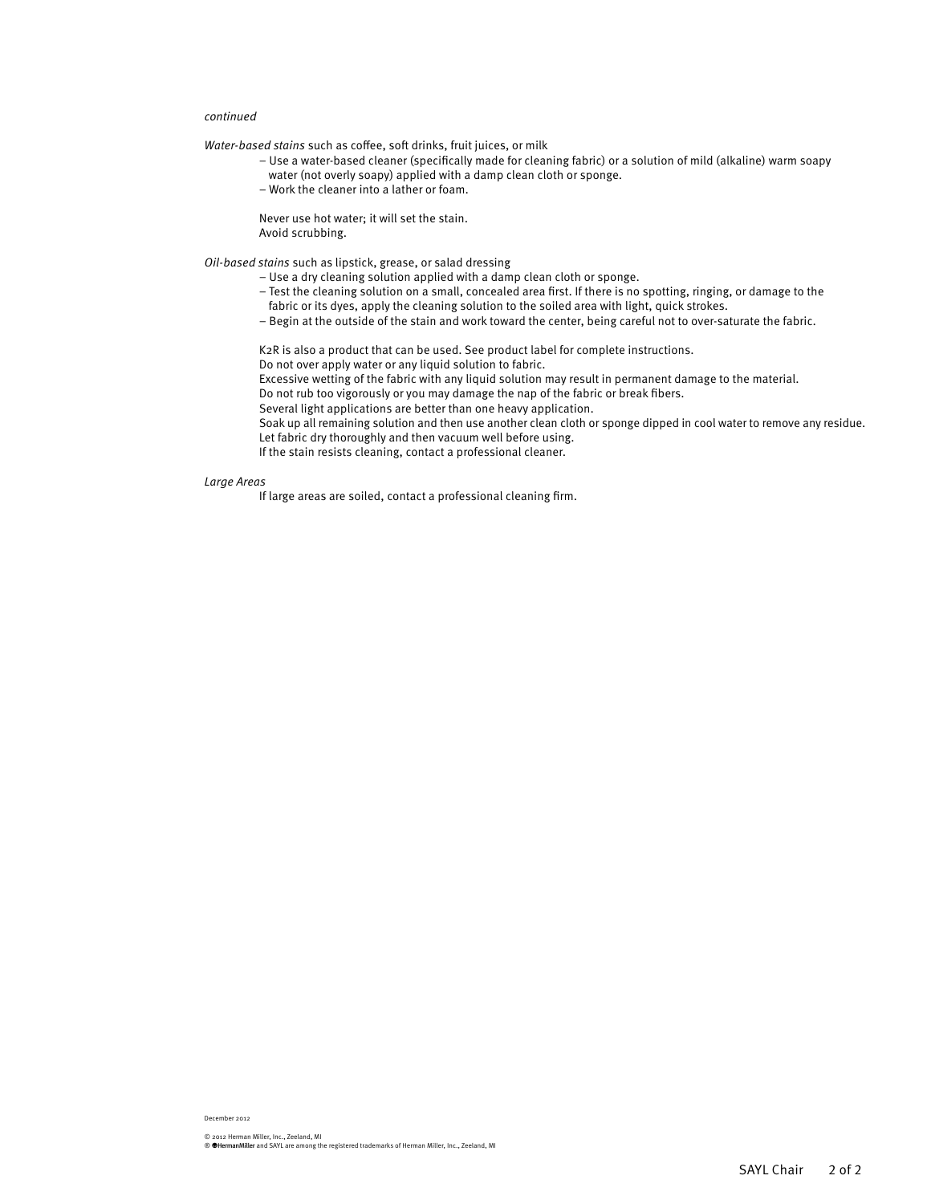*continued*

*Water-based stains* such as coffee, soft drinks, fruit juices, or milk

- Use a water-based cleaner (specifically made for cleaning fabric) or a solution of mild (alkaline) warm soapy water (not overly soapy) applied with a damp clean cloth or sponge.
- Work the cleaner into a lather or foam.

Never use hot water; it will set the stain.
Avoid scrubbing.

*Oil-based stains* such as lipstick, grease, or salad dressing

- Use a dry cleaning solution applied with a damp clean cloth or sponge.
- Test the cleaning solution on a small, concealed area first. If there is no spotting, ringing, or damage to the fabric or its dyes, apply the cleaning solution to the soiled area with light, quick strokes.
- Begin at the outside of the stain and work toward the center, being careful not to over-saturate the fabric.

K2R is also a product that can be used. See product label for complete instructions.
Do not over apply water or any liquid solution to fabric.
Excessive wetting of the fabric with any liquid solution may result in permanent damage to the material.
Do not rub too vigorously or you may damage the nap of the fabric or break fibers.
Several light applications are better than one heavy application.
Soak up all remaining solution and then use another clean cloth or sponge dipped in cool water to remove any residue.
Let fabric dry thoroughly and then vacuum well before using.
If the stain resists cleaning, contact a professional cleaner.

*Large Areas*

If large areas are soiled, contact a professional cleaning firm.

December 2012

© 2012 Herman Miller, Inc., Zeeland, MI
® HermanMiller and SAYL are among the registered trademarks of Herman Miller, Inc., Zeeland, MI